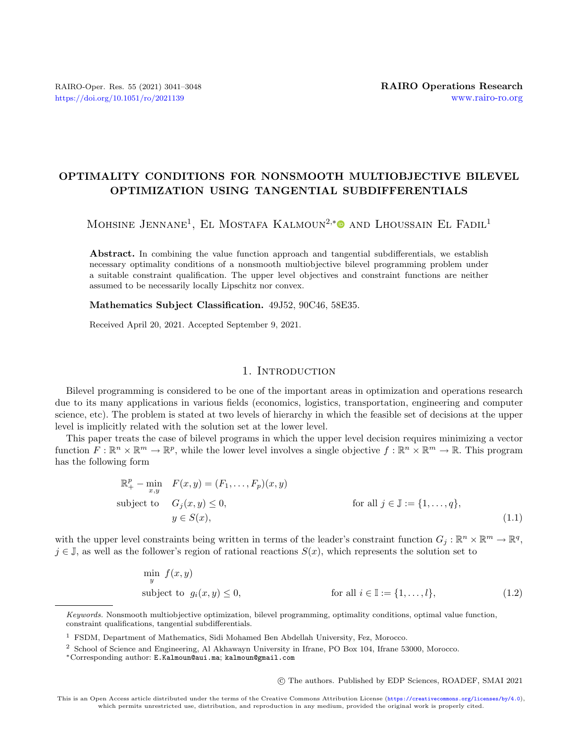# OPTIMALITY CONDITIONS FOR NONSMOOTH MULTIOBJECTIVE BILEVEL OPTIMIZATION USING TANGENTIAL SUBDIFFERENTIALS

Mohsine Jennane[1], El Mostafa Kalmoun[2,*] and Lhoussain El Fadil[1]

**Abstract.** In combining the value function approach and tangential subdifferentials, we establish necessary optimality conditions of a nonsmooth multiobjective bilevel programming problem under a suitable constraint qualification. The upper level objectives and constraint functions are neither assumed to be necessarily locally Lipschitz nor convex.

**Mathematics Subject Classification.** 49J52, 90C46, 58E35.

Received April 20, 2021. Accepted September 9, 2021.

## 1. Introduction

Bilevel programming is considered to be one of the important areas in optimization and operations research due to its many applications in various fields (economics, logistics, transportation, engineering and computer science, etc). The problem is stated at two levels of hierarchy in which the feasible set of decisions at the upper level is implicitly related with the solution set at the lower level.

This paper treats the case of bilevel programs in which the upper level decision requires minimizing a vector function $F : \mathbb{R}^n \times \mathbb{R}^m \to \mathbb{R}^p$, while the lower level involves a single objective $f : \mathbb{R}^n \times \mathbb{R}^m \to \mathbb{R}$. This program has the following form

$$
\begin{aligned}
\mathbb{R}^p_+ - \min_{x,y} \quad & F(x, y) = (F_1, \ldots, F_p)(x, y) \\
\text{subject to} \quad & G_j(x, y) \le 0, \qquad \text{for all } j \in \mathbb{J} := \{1, \ldots, q\}, \\
& y \in S(x),
\end{aligned}
\tag{1.1}
$$

with the upper level constraints being written in terms of the leader's constraint function $G_j : \mathbb{R}^n \times \mathbb{R}^m \to \mathbb{R}^q$, $j \in \mathbb{J}$, as well as the follower's region of rational reactions $S(x)$, which represents the solution set to

$$
\begin{aligned}
\min_{y} \quad & f(x, y) \\
\text{subject to} \quad & g_i(x, y) \le 0, \qquad \text{for all } i \in \mathbb{I} := \{1, \ldots, l\},
\end{aligned}
\tag{1.2}
$$

*Keywords.* Nonsmooth multiobjective optimization, bilevel programming, optimality conditions, optimal value function, constraint qualifications, tangential subdifferentials.

[1] FSDM, Department of Mathematics, Sidi Mohamed Ben Abdellah University, Fez, Morocco.

[2] School of Science and Engineering, Al Akhawayn University in Ifrane, PO Box 104, Ifrane 53000, Morocco.

[*]Corresponding author: E.Kalmoun@aui.ma; kalmoun@gmail.com

© The authors. Published by EDP Sciences, ROADEF, SMAI 2021

This is an Open Access article distributed under the terms of the Creative Commons Attribution License (https://creativecommons.org/licenses/by/4.0), which permits unrestricted use, distribution, and reproduction in any medium, provided the original work is properly cited.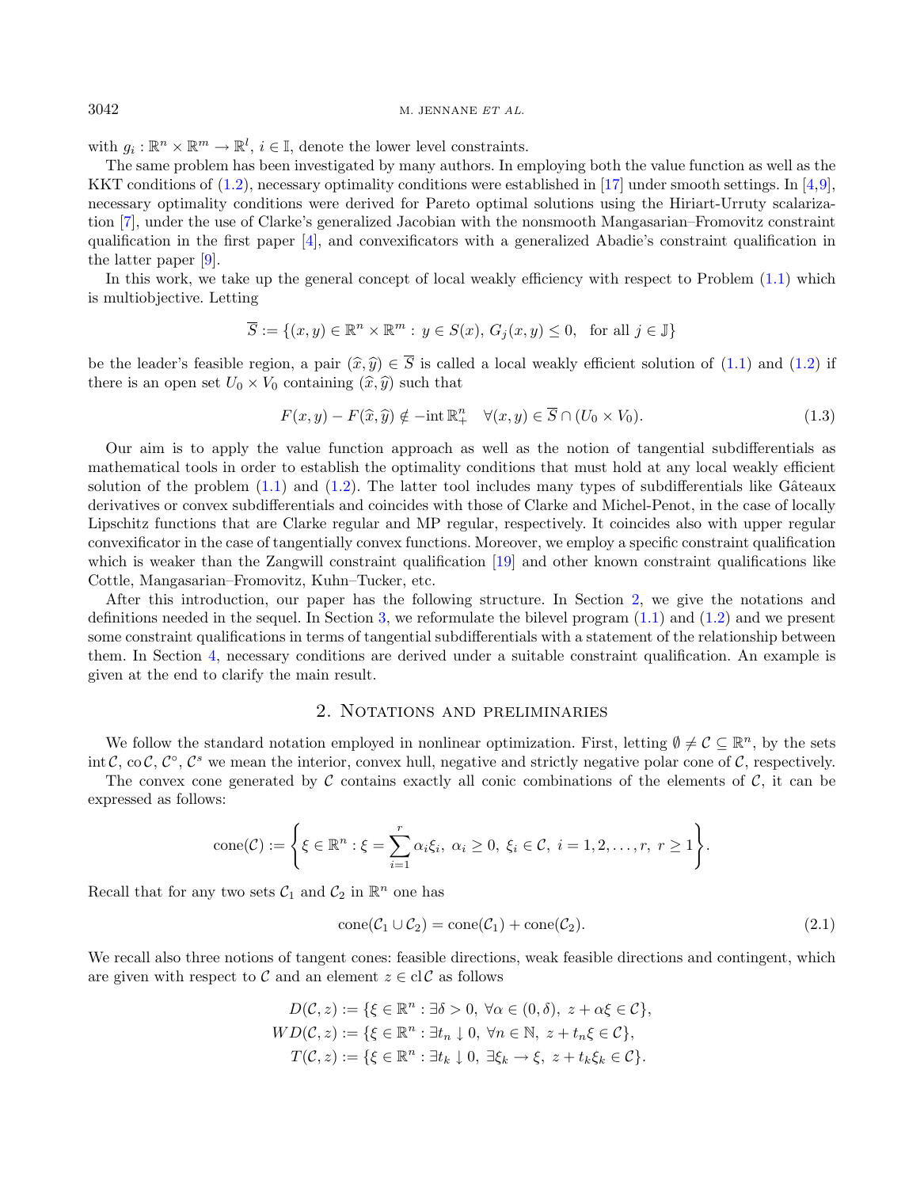with $g_i : \mathbb{R}^n \times \mathbb{R}^m \to \mathbb{R}^l$, $i \in \mathbb{I}$, denote the lower level constraints.

The same problem has been investigated by many authors. In employing both the value function as well as the KKT conditions of (1.2), necessary optimality conditions were established in [17] under smooth settings. In [4,9], necessary optimality conditions were derived for Pareto optimal solutions using the Hiriart-Urruty scalarization [7], under the use of Clarke's generalized Jacobian with the nonsmooth Mangasarian–Fromovitz constraint qualification in the first paper [4], and convexificators with a generalized Abadie's constraint qualification in the latter paper [9].

In this work, we take up the general concept of local weakly efficiency with respect to Problem (1.1) which is multiobjective. Letting

$$\overline{S} := \{(x, y) \in \mathbb{R}^n \times \mathbb{R}^m : y \in S(x),\ G_j(x, y) \leq 0, \text{ for all } j \in \mathbb{J}\}$$

be the leader's feasible region, a pair $(\widehat{x}, \widehat{y}) \in \overline{S}$ is called a local weakly efficient solution of (1.1) and (1.2) if there is an open set $U_0 \times V_0$ containing $(\widehat{x}, \widehat{y})$ such that

$$F(x, y) - F(\widehat{x}, \widehat{y}) \notin -\mathrm{int}\, \mathbb{R}^n_+ \quad \forall (x, y) \in \overline{S} \cap (U_0 \times V_0). \tag{1.3}$$

Our aim is to apply the value function approach as well as the notion of tangential subdifferentials as mathematical tools in order to establish the optimality conditions that must hold at any local weakly efficient solution of the problem (1.1) and (1.2). The latter tool includes many types of subdifferentials like Gâteaux derivatives or convex subdifferentials and coincides with those of Clarke and Michel-Penot, in the case of locally Lipschitz functions that are Clarke regular and MP regular, respectively. It coincides also with upper regular convexificator in the case of tangentially convex functions. Moreover, we employ a specific constraint qualification which is weaker than the Zangwill constraint qualification [19] and other known constraint qualifications like Cottle, Mangasarian–Fromovitz, Kuhn–Tucker, etc.

After this introduction, our paper has the following structure. In Section 2, we give the notations and definitions needed in the sequel. In Section 3, we reformulate the bilevel program (1.1) and (1.2) and we present some constraint qualifications in terms of tangential subdifferentials with a statement of the relationship between them. In Section 4, necessary conditions are derived under a suitable constraint qualification. An example is given at the end to clarify the main result.

## 2. Notations and preliminaries

We follow the standard notation employed in nonlinear optimization. First, letting $\emptyset \neq \mathcal{C} \subseteq \mathbb{R}^n$, by the sets $\mathrm{int}\, \mathcal{C}$, $\mathrm{co}\, \mathcal{C}$, $\mathcal{C}^\circ$, $\mathcal{C}^s$ we mean the interior, convex hull, negative and strictly negative polar cone of $\mathcal{C}$, respectively.

The convex cone generated by $\mathcal{C}$ contains exactly all conic combinations of the elements of $\mathcal{C}$, it can be expressed as follows:

$$\mathrm{cone}(\mathcal{C}) := \left\{ \xi \in \mathbb{R}^n : \xi = \sum_{i=1}^{r} \alpha_i \xi_i,\ \alpha_i \geq 0,\ \xi_i \in \mathcal{C},\ i = 1, 2, \ldots, r,\ r \geq 1 \right\}.$$

Recall that for any two sets $\mathcal{C}_1$ and $\mathcal{C}_2$ in $\mathbb{R}^n$ one has

$$\mathrm{cone}(\mathcal{C}_1 \cup \mathcal{C}_2) = \mathrm{cone}(\mathcal{C}_1) + \mathrm{cone}(\mathcal{C}_2). \tag{2.1}$$

We recall also three notions of tangent cones: feasible directions, weak feasible directions and contingent, which are given with respect to $\mathcal{C}$ and an element $z \in \mathrm{cl}\, \mathcal{C}$ as follows

$$\begin{aligned}
D(\mathcal{C}, z) &:= \{\xi \in \mathbb{R}^n : \exists \delta > 0,\ \forall \alpha \in (0, \delta),\ z + \alpha \xi \in \mathcal{C}\}, \\
WD(\mathcal{C}, z) &:= \{\xi \in \mathbb{R}^n : \exists t_n \downarrow 0,\ \forall n \in \mathbb{N},\ z + t_n \xi \in \mathcal{C}\}, \\
T(\mathcal{C}, z) &:= \{\xi \in \mathbb{R}^n : \exists t_k \downarrow 0,\ \exists \xi_k \to \xi,\ z + t_k \xi_k \in \mathcal{C}\}.
\end{aligned}$$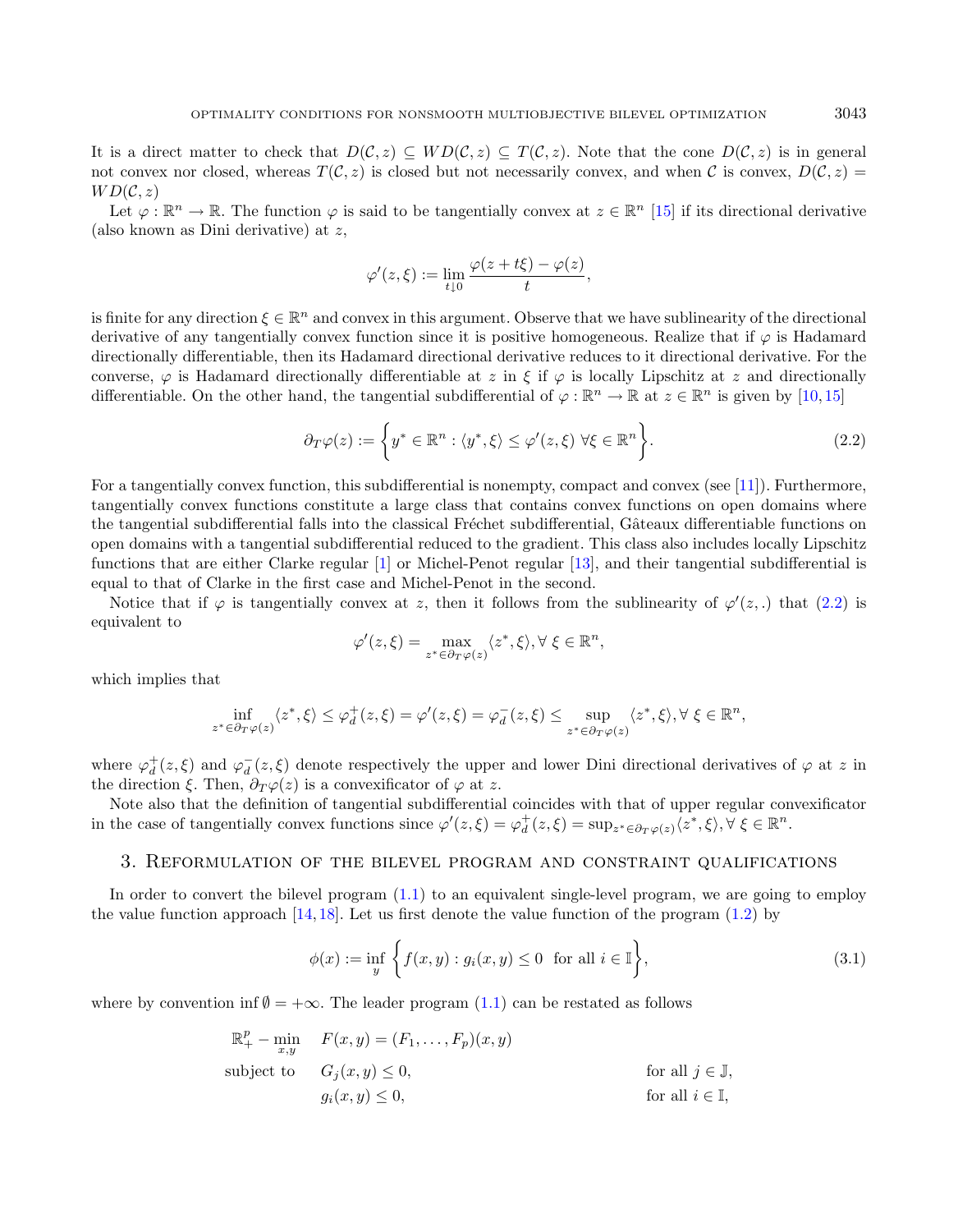It is a direct matter to check that $D(\mathcal{C}, z) \subseteq WD(\mathcal{C}, z) \subseteq T(\mathcal{C}, z)$. Note that the cone $D(\mathcal{C}, z)$ is in general not convex nor closed, whereas $T(\mathcal{C}, z)$ is closed but not necessarily convex, and when $\mathcal{C}$ is convex, $D(\mathcal{C}, z) = WD(\mathcal{C}, z)$

Let $\varphi : \mathbb{R}^n \to \mathbb{R}$. The function $\varphi$ is said to be tangentially convex at $z \in \mathbb{R}^n$ [15] if its directional derivative (also known as Dini derivative) at $z$,

$$\varphi'(z, \xi) := \lim_{t \downarrow 0} \frac{\varphi(z + t\xi) - \varphi(z)}{t},$$

is finite for any direction $\xi \in \mathbb{R}^n$ and convex in this argument. Observe that we have sublinearity of the directional derivative of any tangentially convex function since it is positive homogeneous. Realize that if $\varphi$ is Hadamard directionally differentiable, then its Hadamard directional derivative reduces to it directional derivative. For the converse, $\varphi$ is Hadamard directionally differentiable at $z$ in $\xi$ if $\varphi$ is locally Lipschitz at $z$ and directionally differentiable. On the other hand, the tangential subdifferential of $\varphi : \mathbb{R}^n \to \mathbb{R}$ at $z \in \mathbb{R}^n$ is given by [10, 15]

$$\partial_T \varphi(z) := \left\{ y^* \in \mathbb{R}^n : \langle y^*, \xi \rangle \leq \varphi'(z, \xi) \ \forall \xi \in \mathbb{R}^n \right\}. \tag{2.2}$$

For a tangentially convex function, this subdifferential is nonempty, compact and convex (see [11]). Furthermore, tangentially convex functions constitute a large class that contains convex functions on open domains where the tangential subdifferential falls into the classical Fréchet subdifferential, Gâteaux differentiable functions on open domains with a tangential subdifferential reduced to the gradient. This class also includes locally Lipschitz functions that are either Clarke regular [1] or Michel-Penot regular [13], and their tangential subdifferential is equal to that of Clarke in the first case and Michel-Penot in the second.

Notice that if $\varphi$ is tangentially convex at $z$, then it follows from the sublinearity of $\varphi'(z, .)$ that (2.2) is equivalent to

$$\varphi'(z, \xi) = \max_{z^* \in \partial_T \varphi(z)} \langle z^*, \xi \rangle, \forall \ \xi \in \mathbb{R}^n,$$

which implies that

$$\inf_{z^* \in \partial_T \varphi(z)} \langle z^*, \xi \rangle \leq \varphi_d^+(z, \xi) = \varphi'(z, \xi) = \varphi_d^-(z, \xi) \leq \sup_{z^* \in \partial_T \varphi(z)} \langle z^*, \xi \rangle, \forall \ \xi \in \mathbb{R}^n,$$

where $\varphi_d^+(z, \xi)$ and $\varphi_d^-(z, \xi)$ denote respectively the upper and lower Dini directional derivatives of $\varphi$ at $z$ in the direction $\xi$. Then, $\partial_T \varphi(z)$ is a convexificator of $\varphi$ at $z$.

Note also that the definition of tangential subdifferential coincides with that of upper regular convexificator in the case of tangentially convex functions since $\varphi'(z, \xi) = \varphi_d^+(z, \xi) = \sup_{z^* \in \partial_T \varphi(z)} \langle z^*, \xi \rangle, \forall \ \xi \in \mathbb{R}^n$.

## 3. Reformulation of the bilevel program and constraint qualifications

In order to convert the bilevel program (1.1) to an equivalent single-level program, we are going to employ the value function approach [14, 18]. Let us first denote the value function of the program (1.2) by

$$\phi(x) := \inf_y \left\{ f(x, y) : g_i(x, y) \leq 0 \ \text{ for all } i \in \mathbb{I} \right\}, \tag{3.1}$$

where by convention $\inf \emptyset = +\infty$. The leader program (1.1) can be restated as follows

$$\begin{aligned}
\mathbb{R}^p_+ - \min_{x,y} \quad & F(x, y) = (F_1, \ldots, F_p)(x, y) & \\
\text{subject to} \quad & G_j(x, y) \leq 0, & \text{for all } j \in \mathbb{J}, \\
& g_i(x, y) \leq 0, & \text{for all } i \in \mathbb{I},
\end{aligned}$$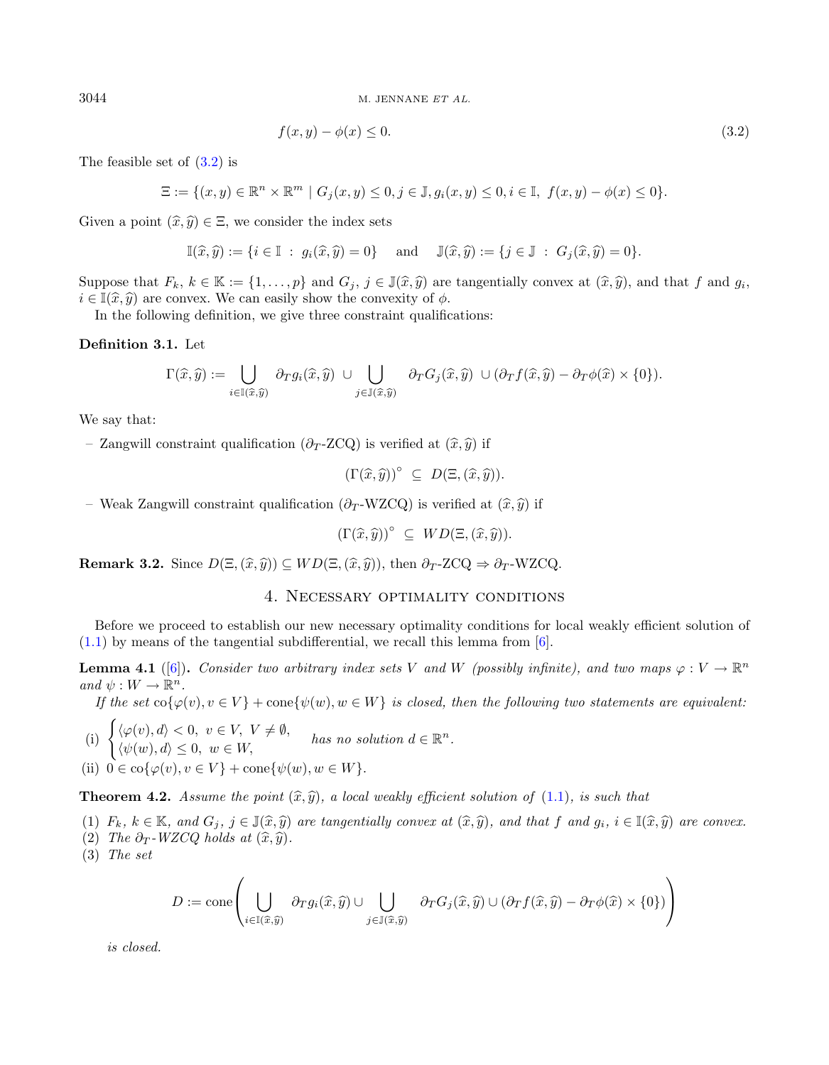$$f(x,y) - \phi(x) \leq 0. \tag{3.2}$$

The feasible set of (3.2) is

$$\Xi := \{(x,y) \in \mathbb{R}^n \times \mathbb{R}^m \mid G_j(x,y) \leq 0, j \in \mathbb{J}, g_i(x,y) \leq 0, i \in \mathbb{I},\ f(x,y) - \phi(x) \leq 0\}.$$

Given a point $(\widehat{x}, \widehat{y}) \in \Xi$, we consider the index sets

$$\mathbb{I}(\widehat{x}, \widehat{y}) := \{i \in \mathbb{I}\ :\ g_i(\widehat{x}, \widehat{y}) = 0\} \quad \text{and} \quad \mathbb{J}(\widehat{x}, \widehat{y}) := \{j \in \mathbb{J}\ :\ G_j(\widehat{x}, \widehat{y}) = 0\}.$$

Suppose that $F_k$, $k \in \mathbb{K} := \{1, \ldots, p\}$ and $G_j$, $j \in \mathbb{J}(\widehat{x}, \widehat{y})$ are tangentially convex at $(\widehat{x}, \widehat{y})$, and that $f$ and $g_i$, $i \in \mathbb{I}(\widehat{x}, \widehat{y})$ are convex. We can easily show the convexity of $\phi$.

In the following definition, we give three constraint qualifications:

**Definition 3.1.** Let

$$\Gamma(\widehat{x}, \widehat{y}) := \bigcup_{i \in \mathbb{I}(\widehat{x}, \widehat{y})} \partial_T g_i(\widehat{x}, \widehat{y})\ \cup \bigcup_{j \in \mathbb{J}(\widehat{x}, \widehat{y})} \partial_T G_j(\widehat{x}, \widehat{y})\ \cup (\partial_T f(\widehat{x}, \widehat{y}) - \partial_T \phi(\widehat{x}) \times \{0\}).$$

We say that:

– Zangwill constraint qualification ($\partial_T$-ZCQ) is verified at $(\widehat{x}, \widehat{y})$ if

$$(\Gamma(\widehat{x}, \widehat{y}))^\circ\ \subseteq\ D(\Xi, (\widehat{x}, \widehat{y})).$$

– Weak Zangwill constraint qualification ($\partial_T$-WZCQ) is verified at $(\widehat{x}, \widehat{y})$ if

$$(\Gamma(\widehat{x}, \widehat{y}))^\circ\ \subseteq\ WD(\Xi, (\widehat{x}, \widehat{y})).$$

**Remark 3.2.** Since $D(\Xi, (\widehat{x}, \widehat{y})) \subseteq WD(\Xi, (\widehat{x}, \widehat{y}))$, then $\partial_T$-ZCQ $\Rightarrow$ $\partial_T$-WZCQ.

## 4. Necessary optimality conditions

Before we proceed to establish our new necessary optimality conditions for local weakly efficient solution of (1.1) by means of the tangential subdifferential, we recall this lemma from [6].

**Lemma 4.1** ([6]). *Consider two arbitrary index sets $V$ and $W$ (possibly infinite), and two maps $\varphi : V \to \mathbb{R}^n$ and $\psi : W \to \mathbb{R}^n$.*

*If the set $\mathrm{co}\{\varphi(v), v \in V\} + \mathrm{cone}\{\psi(w), w \in W\}$ is closed, then the following two statements are equivalent:*

(i) $\begin{cases} \langle \varphi(v), d \rangle < 0,\ v \in V,\ V \neq \emptyset, \\ \langle \psi(w), d \rangle \leq 0,\ w \in W, \end{cases}$ *has no solution $d \in \mathbb{R}^n$.*

(ii) $0 \in \mathrm{co}\{\varphi(v), v \in V\} + \mathrm{cone}\{\psi(w), w \in W\}$.

**Theorem 4.2.** *Assume the point $(\widehat{x}, \widehat{y})$, a local weakly efficient solution of (1.1), is such that*

(1) *$F_k$, $k \in \mathbb{K}$, and $G_j$, $j \in \mathbb{J}(\widehat{x}, \widehat{y})$ are tangentially convex at $(\widehat{x}, \widehat{y})$, and that $f$ and $g_i$, $i \in \mathbb{I}(\widehat{x}, \widehat{y})$ are convex.*
(2) *The $\partial_T$-WZCQ holds at $(\widehat{x}, \widehat{y})$.*
(3) *The set*

$$D := \mathrm{cone}\left( \bigcup_{i \in \mathbb{I}(\widehat{x}, \widehat{y})} \partial_T g_i(\widehat{x}, \widehat{y}) \cup \bigcup_{j \in \mathbb{J}(\widehat{x}, \widehat{y})} \partial_T G_j(\widehat{x}, \widehat{y}) \cup (\partial_T f(\widehat{x}, \widehat{y}) - \partial_T \phi(\widehat{x}) \times \{0\}) \right)$$

*is closed.*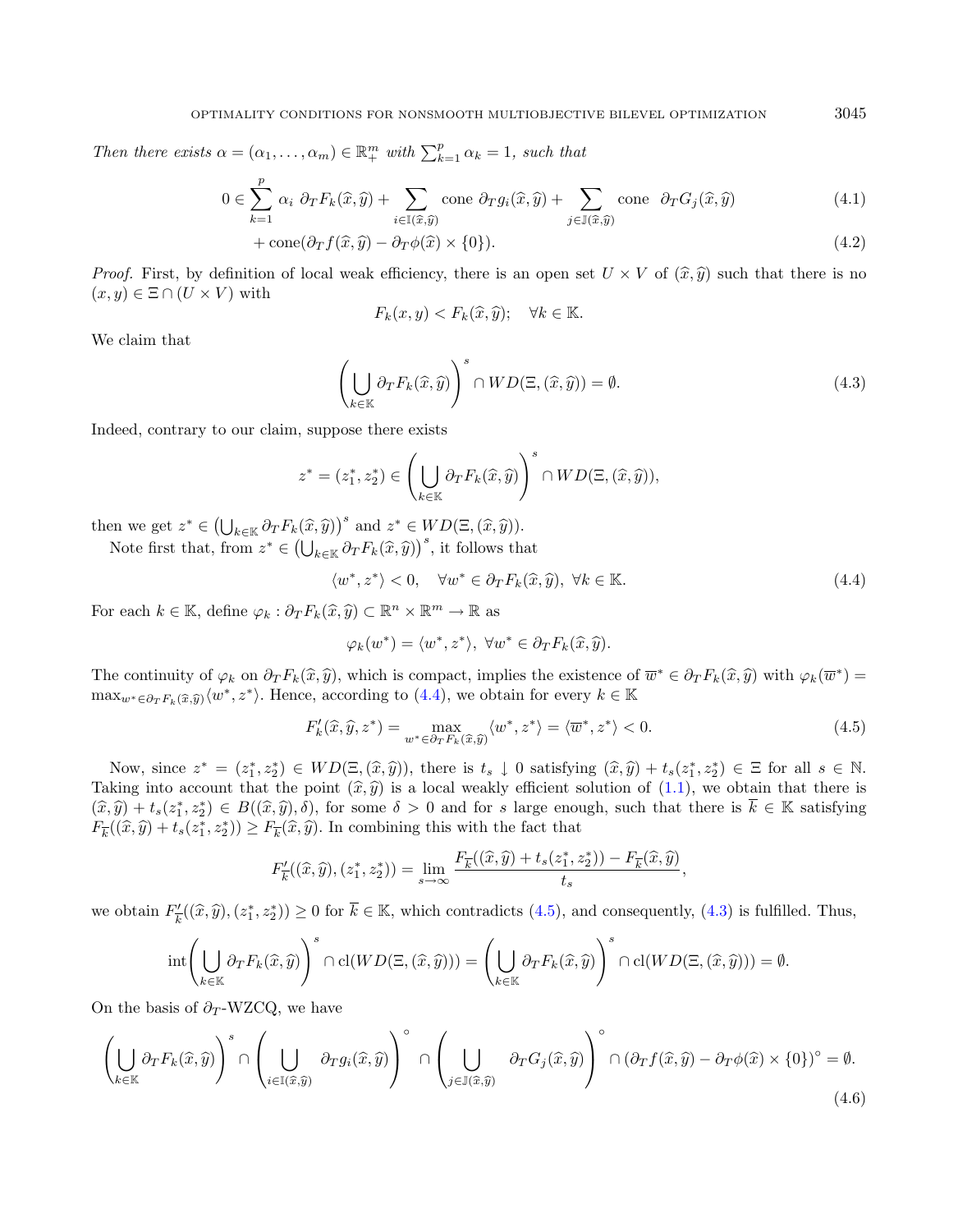*Then there exists* $\alpha = (\alpha_1, \ldots, \alpha_m) \in \mathbb{R}^m_+$ *with* $\sum_{k=1}^{p} \alpha_k = 1$*, such that*

$$0 \in \sum_{k=1}^{p} \alpha_i \ \partial_T F_k(\widehat{x}, \widehat{y}) + \sum_{i \in \mathbb{I}(\widehat{x},\widehat{y})} \text{cone } \partial_T g_i(\widehat{x}, \widehat{y}) + \sum_{j \in \mathbb{J}(\widehat{x},\widehat{y})} \text{cone } \ \partial_T G_j(\widehat{x}, \widehat{y}) \tag{4.1}$$

$$+ \operatorname{cone}(\partial_T f(\widehat{x}, \widehat{y}) - \partial_T \phi(\widehat{x}) \times \{0\}). \tag{4.2}$$

*Proof.* First, by definition of local weak efficiency, there is an open set $U \times V$ of $(\widehat{x}, \widehat{y})$ such that there is no $(x, y) \in \Xi \cap (U \times V)$ with

$$F_k(x, y) < F_k(\widehat{x}, \widehat{y}); \quad \forall k \in \mathbb{K}.$$

We claim that

$$\left( \bigcup_{k \in \mathbb{K}} \partial_T F_k(\widehat{x}, \widehat{y}) \right)^s \cap WD(\Xi, (\widehat{x}, \widehat{y})) = \emptyset. \tag{4.3}$$

Indeed, contrary to our claim, suppose there exists

$$z^* = (z_1^*, z_2^*) \in \left( \bigcup_{k \in \mathbb{K}} \partial_T F_k(\widehat{x}, \widehat{y}) \right)^s \cap WD(\Xi, (\widehat{x}, \widehat{y})),$$

then we get $z^* \in \left(\bigcup_{k \in \mathbb{K}} \partial_T F_k(\widehat{x}, \widehat{y})\right)^s$ and $z^* \in WD(\Xi, (\widehat{x}, \widehat{y}))$.

Note first that, from $z^* \in \left(\bigcup_{k \in \mathbb{K}} \partial_T F_k(\widehat{x}, \widehat{y})\right)^s$, it follows that

$$\langle w^*, z^* \rangle < 0, \quad \forall w^* \in \partial_T F_k(\widehat{x}, \widehat{y}), \ \forall k \in \mathbb{K}. \tag{4.4}$$

For each $k \in \mathbb{K}$, define $\varphi_k : \partial_T F_k(\widehat{x}, \widehat{y}) \subset \mathbb{R}^n \times \mathbb{R}^m \to \mathbb{R}$ as

$$\varphi_k(w^*) = \langle w^*, z^* \rangle, \ \forall w^* \in \partial_T F_k(\widehat{x}, \widehat{y}).$$

The continuity of $\varphi_k$ on $\partial_T F_k(\widehat{x}, \widehat{y})$, which is compact, implies the existence of $\overline{w}^* \in \partial_T F_k(\widehat{x}, \widehat{y})$ with $\varphi_k(\overline{w}^*) = \max_{w^* \in \partial_T F_k(\widehat{x},\widehat{y})} \langle w^*, z^* \rangle$. Hence, according to (4.4), we obtain for every $k \in \mathbb{K}$

$$F_k'(\widehat{x}, \widehat{y}, z^*) = \max_{w^* \in \partial_T F_k(\widehat{x},\widehat{y})} \langle w^*, z^* \rangle = \langle \overline{w}^*, z^* \rangle < 0. \tag{4.5}$$

Now, since $z^* = (z_1^*, z_2^*) \in WD(\Xi, (\widehat{x}, \widehat{y}))$, there is $t_s \downarrow 0$ satisfying $(\widehat{x}, \widehat{y}) + t_s(z_1^*, z_2^*) \in \Xi$ for all $s \in \mathbb{N}$. Taking into account that the point $(\widehat{x}, \widehat{y})$ is a local weakly efficient solution of (1.1), we obtain that there is $(\widehat{x}, \widehat{y}) + t_s(z_1^*, z_2^*) \in B((\widehat{x}, \widehat{y}), \delta)$, for some $\delta > 0$ and for $s$ large enough, such that there is $\overline{k} \in \mathbb{K}$ satisfying $F_{\overline{k}}((\widehat{x}, \widehat{y}) + t_s(z_1^*, z_2^*)) \geq F_{\overline{k}}(\widehat{x}, \widehat{y})$. In combining this with the fact that

$$F_{\overline{k}}'((\widehat{x}, \widehat{y}), (z_1^*, z_2^*)) = \lim_{s \to \infty} \frac{F_{\overline{k}}((\widehat{x}, \widehat{y}) + t_s(z_1^*, z_2^*)) - F_{\overline{k}}(\widehat{x}, \widehat{y})}{t_s},$$

we obtain $F_{\overline{k}}'((\widehat{x}, \widehat{y}), (z_1^*, z_2^*)) \geq 0$ for $\overline{k} \in \mathbb{K}$, which contradicts (4.5), and consequently, (4.3) is fulfilled. Thus,

$$\operatorname{int}\left( \bigcup_{k \in \mathbb{K}} \partial_T F_k(\widehat{x}, \widehat{y}) \right)^s \cap \operatorname{cl}(WD(\Xi, (\widehat{x}, \widehat{y}))) = \left( \bigcup_{k \in \mathbb{K}} \partial_T F_k(\widehat{x}, \widehat{y}) \right)^s \cap \operatorname{cl}(WD(\Xi, (\widehat{x}, \widehat{y}))) = \emptyset.$$

On the basis of $\partial_T$-WZCQ, we have

$$\left( \bigcup_{k \in \mathbb{K}} \partial_T F_k(\widehat{x}, \widehat{y}) \right)^s \cap \left( \bigcup_{i \in \mathbb{I}(\widehat{x},\widehat{y})} \partial_T g_i(\widehat{x}, \widehat{y}) \right)^\circ \cap \left( \bigcup_{j \in \mathbb{J}(\widehat{x},\widehat{y})} \partial_T G_j(\widehat{x}, \widehat{y}) \right)^\circ \cap (\partial_T f(\widehat{x}, \widehat{y}) - \partial_T \phi(\widehat{x}) \times \{0\})^\circ = \emptyset. \tag{4.6}$$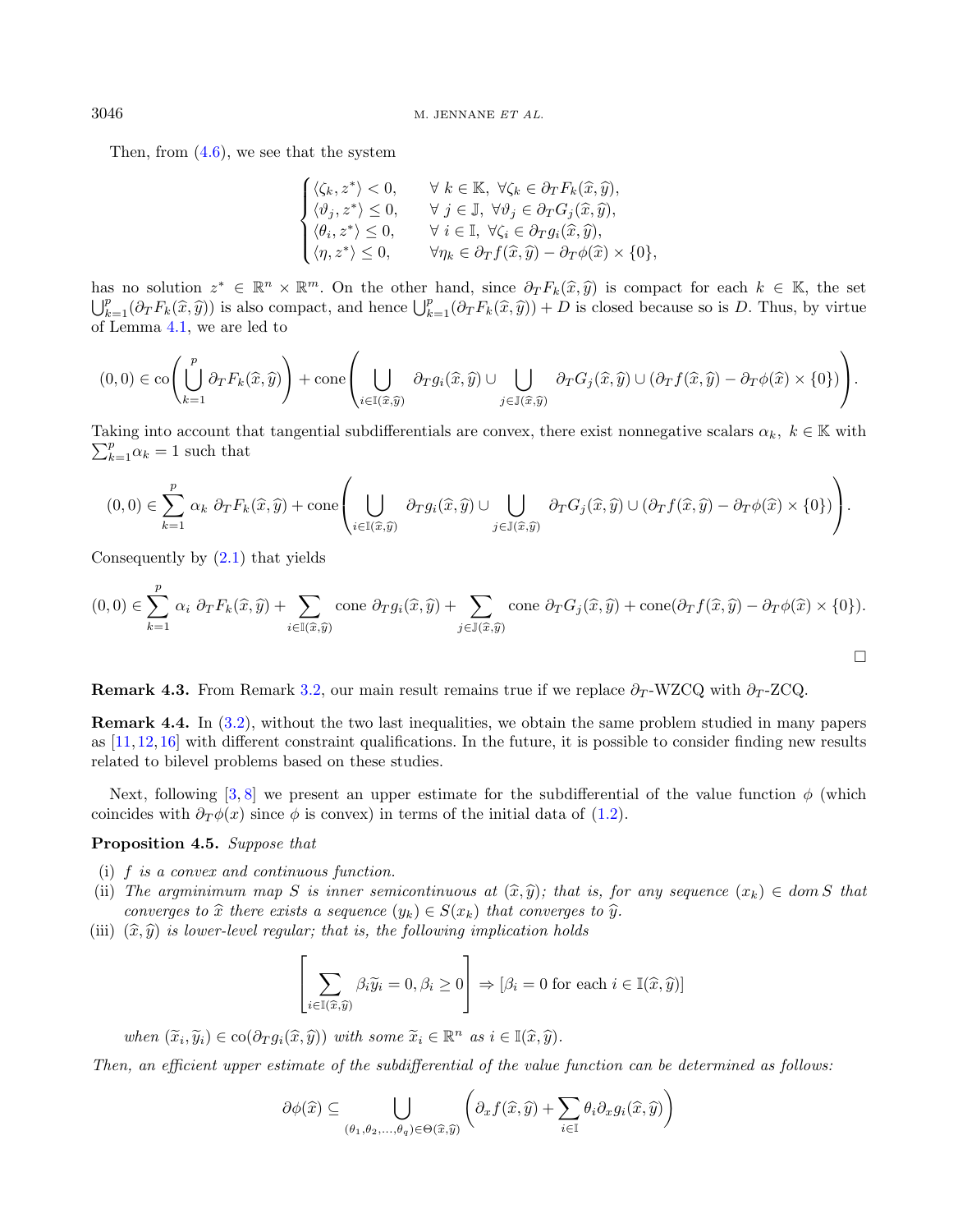Then, from (4.6), we see that the system

$$\begin{cases} \langle \zeta_k, z^* \rangle < 0, & \forall\ k \in \mathbb{K},\ \forall \zeta_k \in \partial_T F_k(\widehat{x}, \widehat{y}), \\ \langle \vartheta_j, z^* \rangle \leq 0, & \forall\ j \in \mathbb{J},\ \forall \vartheta_j \in \partial_T G_j(\widehat{x}, \widehat{y}), \\ \langle \theta_i, z^* \rangle \leq 0, & \forall\ i \in \mathbb{I},\ \forall \zeta_i \in \partial_T g_i(\widehat{x}, \widehat{y}), \\ \langle \eta, z^* \rangle \leq 0, & \forall \eta_k \in \partial_T f(\widehat{x}, \widehat{y}) - \partial_T \phi(\widehat{x}) \times \{0\}, \end{cases}$$

has no solution $z^* \in \mathbb{R}^n \times \mathbb{R}^m$. On the other hand, since $\partial_T F_k(\widehat{x}, \widehat{y})$ is compact for each $k \in \mathbb{K}$, the set $\bigcup_{k=1}^{p}(\partial_T F_k(\widehat{x}, \widehat{y}))$ is also compact, and hence $\bigcup_{k=1}^{p}(\partial_T F_k(\widehat{x}, \widehat{y})) + D$ is closed because so is $D$. Thus, by virtue of Lemma 4.1, we are led to

$$(0,0) \in \operatorname{co}\left(\bigcup_{k=1}^{p} \partial_T F_k(\widehat{x}, \widehat{y})\right) + \operatorname{cone}\left(\bigcup_{i \in \mathbb{I}(\widehat{x}, \widehat{y})} \partial_T g_i(\widehat{x}, \widehat{y}) \cup \bigcup_{j \in \mathbb{J}(\widehat{x}, \widehat{y})} \partial_T G_j(\widehat{x}, \widehat{y}) \cup (\partial_T f(\widehat{x}, \widehat{y}) - \partial_T \phi(\widehat{x}) \times \{0\})\right).$$

Taking into account that tangential subdifferentials are convex, there exist nonnegative scalars $\alpha_k,\ k \in \mathbb{K}$ with $\sum_{k=1}^{p} \alpha_k = 1$ such that

$$(0,0) \in \sum_{k=1}^{p} \alpha_k\ \partial_T F_k(\widehat{x}, \widehat{y}) + \operatorname{cone}\left(\bigcup_{i \in \mathbb{I}(\widehat{x}, \widehat{y})} \partial_T g_i(\widehat{x}, \widehat{y}) \cup \bigcup_{j \in \mathbb{J}(\widehat{x}, \widehat{y})} \partial_T G_j(\widehat{x}, \widehat{y}) \cup (\partial_T f(\widehat{x}, \widehat{y}) - \partial_T \phi(\widehat{x}) \times \{0\})\right).$$

Consequently by (2.1) that yields

$$(0,0) \in \sum_{k=1}^{p} \alpha_i\ \partial_T F_k(\widehat{x}, \widehat{y}) + \sum_{i \in \mathbb{I}(\widehat{x}, \widehat{y})} \operatorname{cone}\ \partial_T g_i(\widehat{x}, \widehat{y}) + \sum_{j \in \mathbb{J}(\widehat{x}, \widehat{y})} \operatorname{cone}\ \partial_T G_j(\widehat{x}, \widehat{y}) + \operatorname{cone}(\partial_T f(\widehat{x}, \widehat{y}) - \partial_T \phi(\widehat{x}) \times \{0\}).$$

□

**Remark 4.3.** From Remark 3.2, our main result remains true if we replace $\partial_T$-WZCQ with $\partial_T$-ZCQ.

**Remark 4.4.** In (3.2), without the two last inequalities, we obtain the same problem studied in many papers as [11,12,16] with different constraint qualifications. In the future, it is possible to consider finding new results related to bilevel problems based on these studies.

Next, following [3,8] we present an upper estimate for the subdifferential of the value function $\phi$ (which coincides with $\partial_T \phi(x)$ since $\phi$ is convex) in terms of the initial data of (1.2).

**Proposition 4.5.** *Suppose that*

(i) *$f$ is a convex and continuous function.*
(ii) *The argminimum map $S$ is inner semicontinuous at $(\widehat{x}, \widehat{y})$; that is, for any sequence $(x_k) \in \operatorname{dom} S$ that converges to $\widehat{x}$ there exists a sequence $(y_k) \in S(x_k)$ that converges to $\widehat{y}$.*
(iii) *$(\widehat{x}, \widehat{y})$ is lower-level regular; that is, the following implication holds*

$$\left[\sum_{i \in \mathbb{I}(\widehat{x}, \widehat{y})} \beta_i \widetilde{y}_i = 0, \beta_i \geq 0\right] \Rightarrow [\beta_i = 0 \text{ for each } i \in \mathbb{I}(\widehat{x}, \widehat{y})]$$

*when $(\widetilde{x}_i, \widetilde{y}_i) \in \operatorname{co}(\partial_T g_i(\widehat{x}, \widehat{y}))$ with some $\widetilde{x}_i \in \mathbb{R}^n$ as $i \in \mathbb{I}(\widehat{x}, \widehat{y})$.*

*Then, an efficient upper estimate of the subdifferential of the value function can be determined as follows:*

$$\partial \phi(\widehat{x}) \subseteq \bigcup_{(\theta_1, \theta_2, \ldots, \theta_q) \in \Theta(\widehat{x}, \widehat{y})} \left(\partial_x f(\widehat{x}, \widehat{y}) + \sum_{i \in \mathbb{I}} \theta_i \partial_x g_i(\widehat{x}, \widehat{y})\right)$$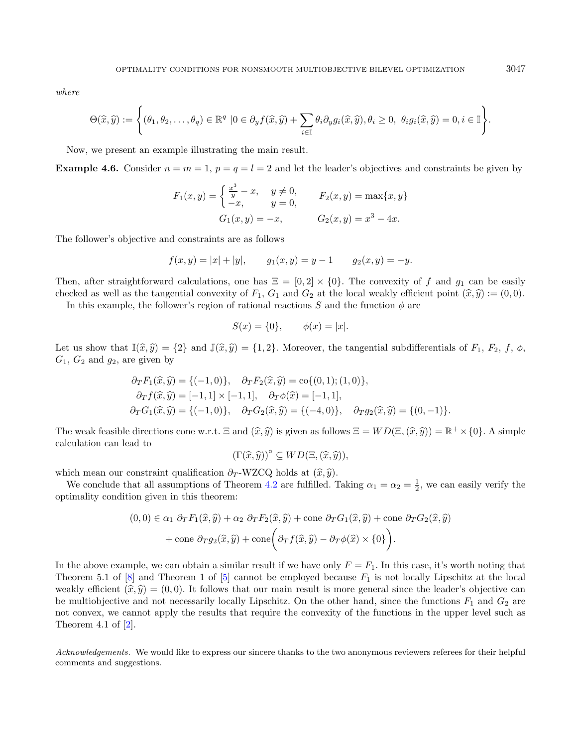*where*

$$\Theta(\widehat{x},\widehat{y}) := \left\{(\theta_1,\theta_2,\ldots,\theta_q) \in \mathbb{R}^q \;|0 \in \partial_y f(\widehat{x},\widehat{y}) + \sum_{i\in\mathbb{I}} \theta_i \partial_y g_i(\widehat{x},\widehat{y}), \theta_i \geq 0,\; \theta_i g_i(\widehat{x},\widehat{y}) = 0, i \in \mathbb{I}\right\}.$$

Now, we present an example illustrating the main result.

**Example 4.6.** Consider $n = m = 1$, $p = q = l = 2$ and let the leader's objectives and constraints be given by

$$F_1(x,y) = \begin{cases} \frac{x^3}{y} - x, & y \neq 0, \\ -x, & y = 0, \end{cases} \qquad F_2(x,y) = \max\{x,y\}$$

$$G_1(x,y) = -x, \qquad\qquad G_2(x,y) = x^3 - 4x.$$

The follower's objective and constraints are as follows

$$f(x,y) = |x| + |y|, \qquad g_1(x,y) = y - 1 \qquad g_2(x,y) = -y.$$

Then, after straightforward calculations, one has $\Xi = [0,2] \times \{0\}$. The convexity of $f$ and $g_1$ can be easily checked as well as the tangential convexity of $F_1$, $G_1$ and $G_2$ at the local weakly efficient point $(\widehat{x},\widehat{y}) := (0,0)$.

In this example, the follower's region of rational reactions $S$ and the function $\phi$ are

$$S(x) = \{0\}, \qquad \phi(x) = |x|.$$

Let us show that $\mathbb{I}(\widehat{x},\widehat{y}) = \{2\}$ and $\mathbb{J}(\widehat{x},\widehat{y}) = \{1,2\}$. Moreover, the tangential subdifferentials of $F_1$, $F_2$, $f$, $\phi$, $G_1$, $G_2$ and $g_2$, are given by

$$\begin{aligned}
\partial_T F_1(\widehat{x},\widehat{y}) &= \{(-1,0)\}, \quad \partial_T F_2(\widehat{x},\widehat{y}) = \mathrm{co}\{(0,1);(1,0)\}, \\
\partial_T f(\widehat{x},\widehat{y}) &= [-1,1] \times [-1,1], \quad \partial_T \phi(\widehat{x}) = [-1,1], \\
\partial_T G_1(\widehat{x},\widehat{y}) &= \{(-1,0)\}, \quad \partial_T G_2(\widehat{x},\widehat{y}) = \{(-4,0)\}, \quad \partial_T g_2(\widehat{x},\widehat{y}) = \{(0,-1)\}.
\end{aligned}$$

The weak feasible directions cone w.r.t. $\Xi$ and $(\widehat{x},\widehat{y})$ is given as follows $\Xi = WD(\Xi,(\widehat{x},\widehat{y})) = \mathbb{R}^+ \times \{0\}$. A simple calculation can lead to

$$(\Gamma(\widehat{x},\widehat{y}))^\circ \subseteq WD(\Xi,(\widehat{x},\widehat{y})),$$

which mean our constraint qualification $\partial_T$-WZCQ holds at $(\widehat{x},\widehat{y})$.

We conclude that all assumptions of Theorem 4.2 are fulfilled. Taking $\alpha_1 = \alpha_2 = \frac{1}{2}$, we can easily verify the optimality condition given in this theorem:

$$\begin{aligned}
(0,0) \in \alpha_1\; \partial_T F_1(\widehat{x},\widehat{y}) &+ \alpha_2\; \partial_T F_2(\widehat{x},\widehat{y}) + \mathrm{cone}\; \partial_T G_1(\widehat{x},\widehat{y}) + \mathrm{cone}\; \partial_T G_2(\widehat{x},\widehat{y}) \\
&+ \mathrm{cone}\; \partial_T g_2(\widehat{x},\widehat{y}) + \mathrm{cone}\bigg(\partial_T f(\widehat{x},\widehat{y}) - \partial_T \phi(\widehat{x}) \times \{0\}\bigg).
\end{aligned}$$

In the above example, we can obtain a similar result if we have only $F = F_1$. In this case, it's worth noting that Theorem 5.1 of [8] and Theorem 1 of [5] cannot be employed because $F_1$ is not locally Lipschitz at the local weakly efficient $(\widehat{x},\widehat{y}) = (0,0)$. It follows that our main result is more general since the leader's objective can be multiobjective and not necessarily locally Lipschitz. On the other hand, since the functions $F_1$ and $G_2$ are not convex, we cannot apply the results that require the convexity of the functions in the upper level such as Theorem 4.1 of [2].

*Acknowledgements.* We would like to express our sincere thanks to the two anonymous reviewers referees for their helpful comments and suggestions.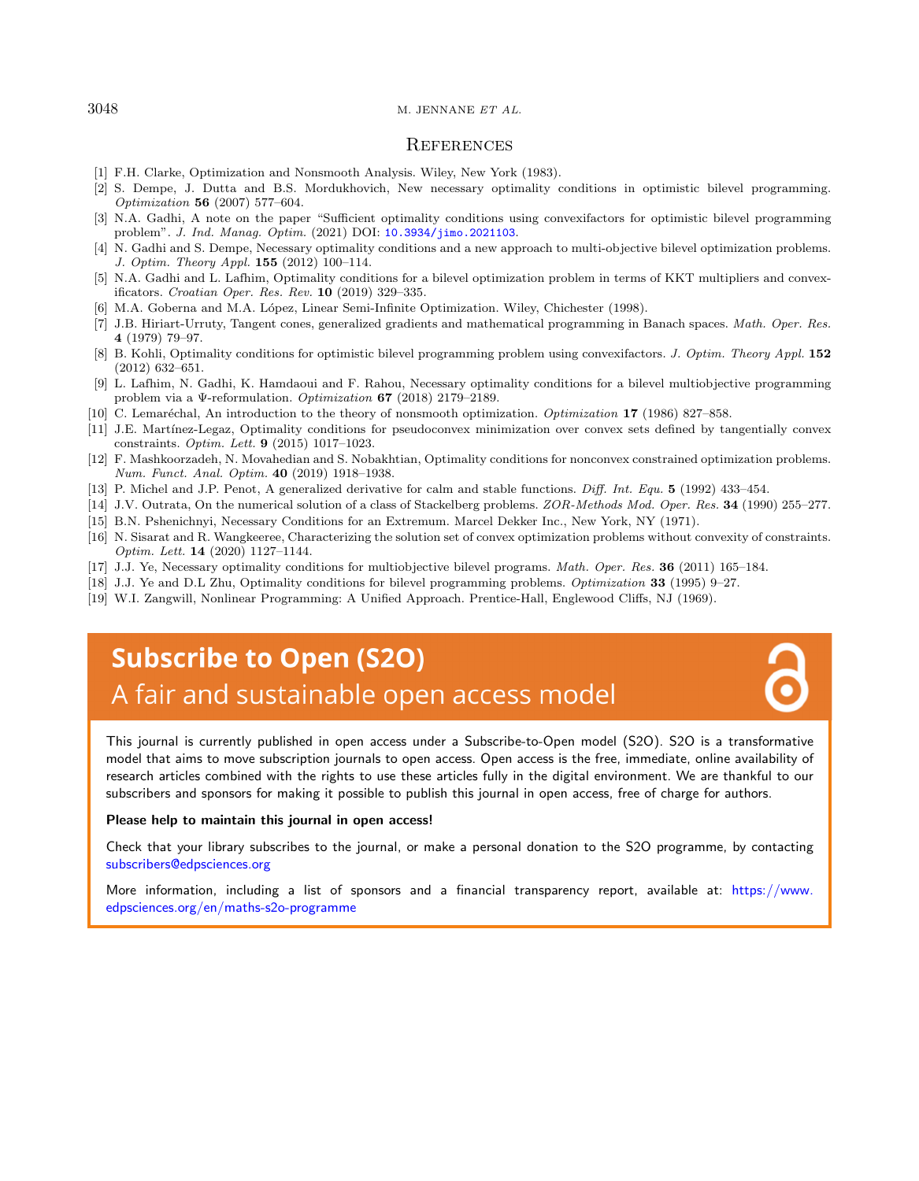## References

[1] F.H. Clarke, Optimization and Nonsmooth Analysis. Wiley, New York (1983).

[2] S. Dempe, J. Dutta and B.S. Mordukhovich, New necessary optimality conditions in optimistic bilevel programming. *Optimization* **56** (2007) 577–604.

[3] N.A. Gadhi, A note on the paper "Sufficient optimality conditions using convexifactors for optimistic bilevel programming problem". *J. Ind. Manag. Optim.* (2021) DOI: 10.3934/jimo.2021103.

[4] N. Gadhi and S. Dempe, Necessary optimality conditions and a new approach to multi-objective bilevel optimization problems. *J. Optim. Theory Appl.* **155** (2012) 100–114.

[5] N.A. Gadhi and L. Lafhim, Optimality conditions for a bilevel optimization problem in terms of KKT multipliers and convexificators. *Croatian Oper. Res. Rev.* **10** (2019) 329–335.

[6] M.A. Goberna and M.A. López, Linear Semi-Infinite Optimization. Wiley, Chichester (1998).

[7] J.B. Hiriart-Urruty, Tangent cones, generalized gradients and mathematical programming in Banach spaces. *Math. Oper. Res.* **4** (1979) 79–97.

[8] B. Kohli, Optimality conditions for optimistic bilevel programming problem using convexifactors. *J. Optim. Theory Appl.* **152** (2012) 632–651.

[9] L. Lafhim, N. Gadhi, K. Hamdaoui and F. Rahou, Necessary optimality conditions for a bilevel multiobjective programming problem via a Ψ-reformulation. *Optimization* **67** (2018) 2179–2189.

[10] C. Lemaréchal, An introduction to the theory of nonsmooth optimization. *Optimization* **17** (1986) 827–858.

[11] J.E. Martínez-Legaz, Optimality conditions for pseudoconvex minimization over convex sets defined by tangentially convex constraints. *Optim. Lett.* **9** (2015) 1017–1023.

[12] F. Mashkoorzadeh, N. Movahedian and S. Nobakhtian, Optimality conditions for nonconvex constrained optimization problems. *Num. Funct. Anal. Optim.* **40** (2019) 1918–1938.

[13] P. Michel and J.P. Penot, A generalized derivative for calm and stable functions. *Diff. Int. Equ.* **5** (1992) 433–454.

[14] J.V. Outrata, On the numerical solution of a class of Stackelberg problems. *ZOR-Methods Mod. Oper. Res.* **34** (1990) 255–277.

[15] B.N. Pshenichnyi, Necessary Conditions for an Extremum. Marcel Dekker Inc., New York, NY (1971).

[16] N. Sisarat and R. Wangkeeree, Characterizing the solution set of convex optimization problems without convexity of constraints. *Optim. Lett.* **14** (2020) 1127–1144.

[17] J.J. Ye, Necessary optimality conditions for multiobjective bilevel programs. *Math. Oper. Res.* **36** (2011) 165–184.

[18] J.J. Ye and D.L Zhu, Optimality conditions for bilevel programming problems. *Optimization* **33** (1995) 9–27.

[19] W.I. Zangwill, Nonlinear Programming: A Unified Approach. Prentice-Hall, Englewood Cliffs, NJ (1969).

## Subscribe to Open (S2O)
### A fair and sustainable open access model

This journal is currently published in open access under a Subscribe-to-Open model (S2O). S2O is a transformative model that aims to move subscription journals to open access. Open access is the free, immediate, online availability of research articles combined with the rights to use these articles fully in the digital environment. We are thankful to our subscribers and sponsors for making it possible to publish this journal in open access, free of charge for authors.

**Please help to maintain this journal in open access!**

Check that your library subscribes to the journal, or make a personal donation to the S2O programme, by contacting subscribers@edpsciences.org

More information, including a list of sponsors and a financial transparency report, available at: https://www.edpsciences.org/en/maths-s2o-programme